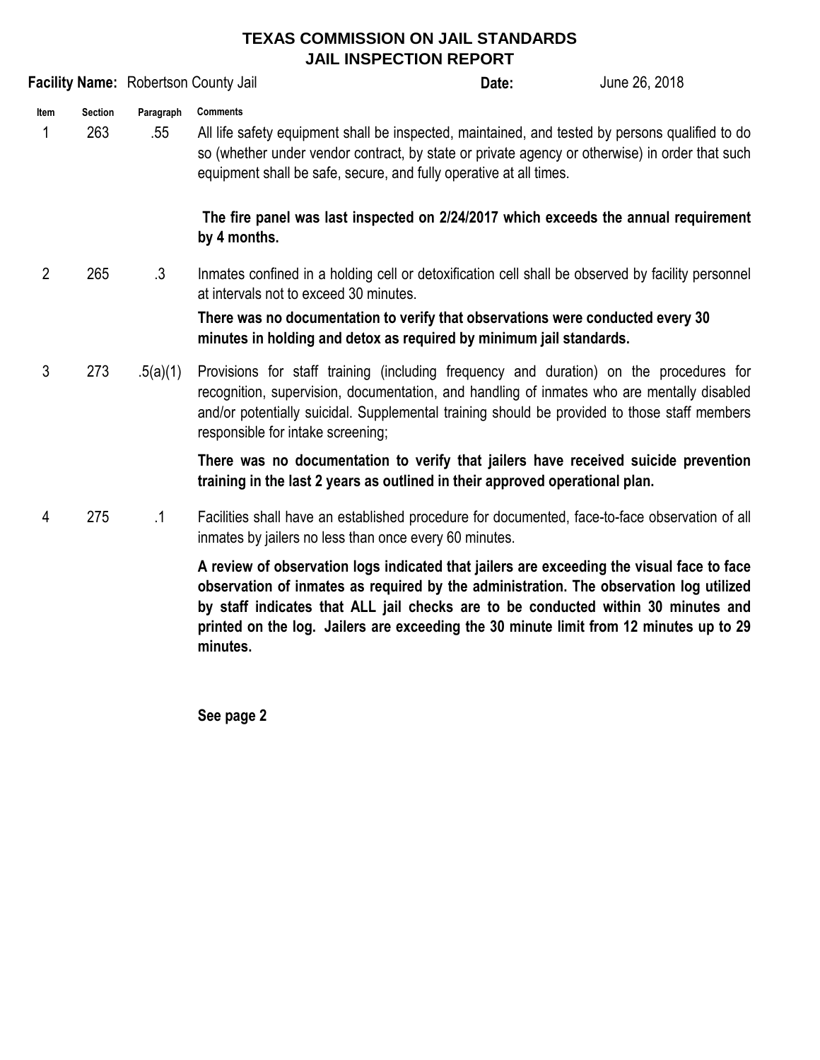# TEXAS COMMISSION ON JAIL STANDARDS
## JAIL INSPECTION REPORT

**Facility Name:** Robertson County Jail **Date:** June 26, 2018

| Item | Section | Paragraph | Comments |
|---|---|---|---|
| 1 | 263 | .55 | All life safety equipment shall be inspected, maintained, and tested by persons qualified to do so (whether under vendor contract, by state or private agency or otherwise) in order that such equipment shall be safe, secure, and fully operative at all times.<br><br>**The fire panel was last inspected on 2/24/2017 which exceeds the annual requirement by 4 months.** |
| 2 | 265 | .3 | Inmates confined in a holding cell or detoxification cell shall be observed by facility personnel at intervals not to exceed 30 minutes.<br><br>**There was no documentation to verify that observations were conducted every 30 minutes in holding and detox as required by minimum jail standards.** |
| 3 | 273 | .5(a)(1) | Provisions for staff training (including frequency and duration) on the procedures for recognition, supervision, documentation, and handling of inmates who are mentally disabled and/or potentially suicidal. Supplemental training should be provided to those staff members responsible for intake screening;<br><br>**There was no documentation to verify that jailers have received suicide prevention training in the last 2 years as outlined in their approved operational plan.** |
| 4 | 275 | .1 | Facilities shall have an established procedure for documented, face-to-face observation of all inmates by jailers no less than once every 60 minutes.<br><br>**A review of observation logs indicated that jailers are exceeding the visual face to face observation of inmates as required by the administration. The observation log utilized by staff indicates that ALL jail checks are to be conducted within 30 minutes and printed on the log. Jailers are exceeding the 30 minute limit from 12 minutes up to 29 minutes.** |

**See page 2**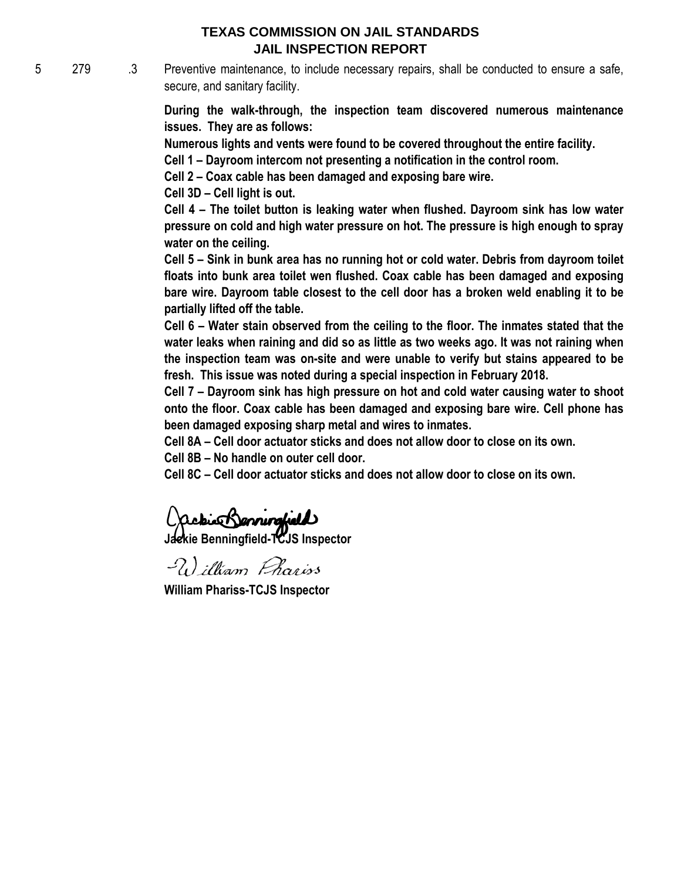## TEXAS COMMISSION ON JAIL STANDARDS
## JAIL INSPECTION REPORT

5 279 .3 Preventive maintenance, to include necessary repairs, shall be conducted to ensure a safe, secure, and sanitary facility.

**During the walk-through, the inspection team discovered numerous maintenance issues. They are as follows:**

**Numerous lights and vents were found to be covered throughout the entire facility.**

**Cell 1 – Dayroom intercom not presenting a notification in the control room.**

**Cell 2 – Coax cable has been damaged and exposing bare wire.**

**Cell 3D – Cell light is out.**

**Cell 4 – The toilet button is leaking water when flushed. Dayroom sink has low water pressure on cold and high water pressure on hot. The pressure is high enough to spray water on the ceiling.**

**Cell 5 – Sink in bunk area has no running hot or cold water. Debris from dayroom toilet floats into bunk area toilet wen flushed. Coax cable has been damaged and exposing bare wire. Dayroom table closest to the cell door has a broken weld enabling it to be partially lifted off the table.**

**Cell 6 – Water stain observed from the ceiling to the floor. The inmates stated that the water leaks when raining and did so as little as two weeks ago. It was not raining when the inspection team was on-site and were unable to verify but stains appeared to be fresh. This issue was noted during a special inspection in February 2018.**

**Cell 7 – Dayroom sink has high pressure on hot and cold water causing water to shoot onto the floor. Coax cable has been damaged and exposing bare wire. Cell phone has been damaged exposing sharp metal and wires to inmates.**

**Cell 8A – Cell door actuator sticks and does not allow door to close on its own.**

**Cell 8B – No handle on outer cell door.**

**Cell 8C – Cell door actuator sticks and does not allow door to close on its own.**

Jackie Benningfield

**Jackie Benningfield-TCJS Inspector**

William Phariss

**William Phariss-TCJS Inspector**